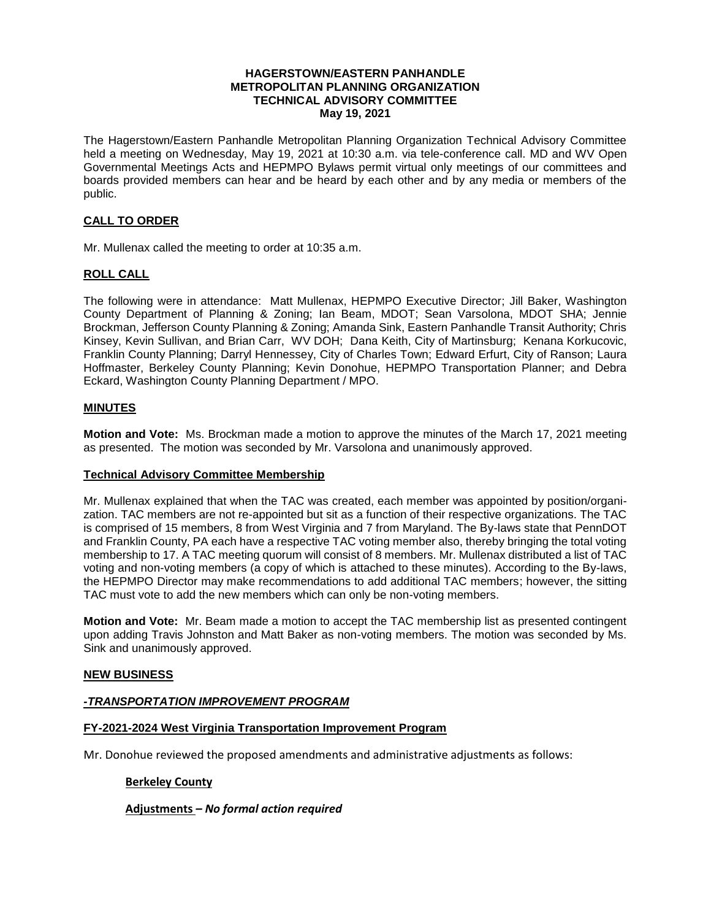**HAGERSTOWN/EASTERN PANHANDLE**
**METROPOLITAN PLANNING ORGANIZATION**
**TECHNICAL ADVISORY COMMITTEE**
**May 19, 2021**

The Hagerstown/Eastern Panhandle Metropolitan Planning Organization Technical Advisory Committee held a meeting on Wednesday, May 19, 2021 at 10:30 a.m. via tele-conference call. MD and WV Open Governmental Meetings Acts and HEPMPO Bylaws permit virtual only meetings of our committees and boards provided members can hear and be heard by each other and by any media or members of the public.

## CALL TO ORDER

Mr. Mullenax called the meeting to order at 10:35 a.m.

## ROLL CALL

The following were in attendance: Matt Mullenax, HEPMPO Executive Director; Jill Baker, Washington County Department of Planning & Zoning; Ian Beam, MDOT; Sean Varsolona, MDOT SHA; Jennie Brockman, Jefferson County Planning & Zoning; Amanda Sink, Eastern Panhandle Transit Authority; Chris Kinsey, Kevin Sullivan, and Brian Carr, WV DOH; Dana Keith, City of Martinsburg; Kenana Korkucovic, Franklin County Planning; Darryl Hennessey, City of Charles Town; Edward Erfurt, City of Ranson; Laura Hoffmaster, Berkeley County Planning; Kevin Donohue, HEPMPO Transportation Planner; and Debra Eckard, Washington County Planning Department / MPO.

## MINUTES

**Motion and Vote:** Ms. Brockman made a motion to approve the minutes of the March 17, 2021 meeting as presented. The motion was seconded by Mr. Varsolona and unanimously approved.

## Technical Advisory Committee Membership

Mr. Mullenax explained that when the TAC was created, each member was appointed by position/organization. TAC members are not re-appointed but sit as a function of their respective organizations. The TAC is comprised of 15 members, 8 from West Virginia and 7 from Maryland. The By-laws state that PennDOT and Franklin County, PA each have a respective TAC voting member also, thereby bringing the total voting membership to 17. A TAC meeting quorum will consist of 8 members. Mr. Mullenax distributed a list of TAC voting and non-voting members (a copy of which is attached to these minutes). According to the By-laws, the HEPMPO Director may make recommendations to add additional TAC members; however, the sitting TAC must vote to add the new members which can only be non-voting members.

**Motion and Vote:** Mr. Beam made a motion to accept the TAC membership list as presented contingent upon adding Travis Johnston and Matt Baker as non-voting members. The motion was seconded by Ms. Sink and unanimously approved.

## NEW BUSINESS

### *-TRANSPORTATION IMPROVEMENT PROGRAM*

### FY-2021-2024 West Virginia Transportation Improvement Program

Mr. Donohue reviewed the proposed amendments and administrative adjustments as follows:

**Berkeley County**

**Adjustments – *No formal action required***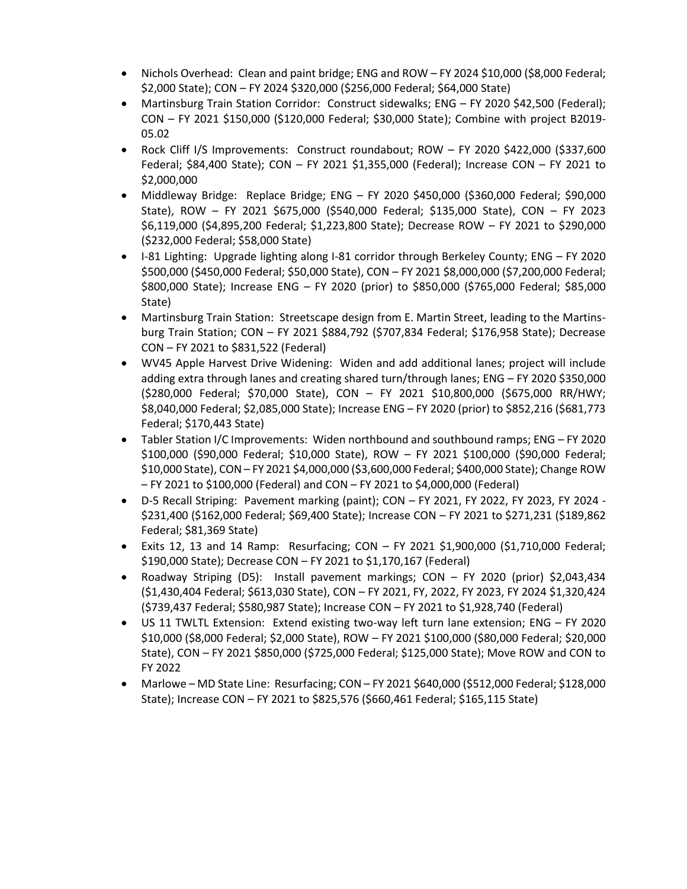- Nichols Overhead: Clean and paint bridge; ENG and ROW – FY 2024 $10,000 ($8,000 Federal; $2,000 State); CON – FY 2024 $320,000 ($256,000 Federal; $64,000 State)
- Martinsburg Train Station Corridor: Construct sidewalks; ENG – FY 2020 $42,500 (Federal); CON – FY 2021 $150,000 ($120,000 Federal; $30,000 State); Combine with project B2019-05.02
- Rock Cliff I/S Improvements: Construct roundabout; ROW – FY 2020 $422,000 ($337,600 Federal; $84,400 State); CON – FY 2021 $1,355,000 (Federal); Increase CON – FY 2021 to $2,000,000
- Middleway Bridge: Replace Bridge; ENG – FY 2020 $450,000 ($360,000 Federal; $90,000 State), ROW – FY 2021 $675,000 ($540,000 Federal; $135,000 State), CON – FY 2023 $6,119,000 ($4,895,200 Federal; $1,223,800 State); Decrease ROW – FY 2021 to $290,000 ($232,000 Federal; $58,000 State)
- I-81 Lighting: Upgrade lighting along I-81 corridor through Berkeley County; ENG – FY 2020 $500,000 ($450,000 Federal; $50,000 State), CON – FY 2021 $8,000,000 ($7,200,000 Federal; $800,000 State); Increase ENG – FY 2020 (prior) to $850,000 ($765,000 Federal; $85,000 State)
- Martinsburg Train Station: Streetscape design from E. Martin Street, leading to the Martinsburg Train Station; CON – FY 2021 $884,792 ($707,834 Federal; $176,958 State); Decrease CON – FY 2021 to $831,522 (Federal)
- WV45 Apple Harvest Drive Widening: Widen and add additional lanes; project will include adding extra through lanes and creating shared turn/through lanes; ENG – FY 2020 $350,000 ($280,000 Federal; $70,000 State), CON – FY 2021 $10,800,000 ($675,000 RR/HWY; $8,040,000 Federal; $2,085,000 State); Increase ENG – FY 2020 (prior) to $852,216 ($681,773 Federal; $170,443 State)
- Tabler Station I/C Improvements: Widen northbound and southbound ramps; ENG – FY 2020 $100,000 ($90,000 Federal; $10,000 State), ROW – FY 2021 $100,000 ($90,000 Federal; $10,000 State), CON – FY 2021 $4,000,000 ($3,600,000 Federal; $400,000 State); Change ROW – FY 2021 to $100,000 (Federal) and CON – FY 2021 to $4,000,000 (Federal)
- D-5 Recall Striping: Pavement marking (paint); CON – FY 2021, FY 2022, FY 2023, FY 2024 - $231,400 ($162,000 Federal; $69,400 State); Increase CON – FY 2021 to $271,231 ($189,862 Federal; $81,369 State)
- Exits 12, 13 and 14 Ramp: Resurfacing; CON – FY 2021 $1,900,000 ($1,710,000 Federal; $190,000 State); Decrease CON – FY 2021 to $1,170,167 (Federal)
- Roadway Striping (D5): Install pavement markings; CON – FY 2020 (prior) $2,043,434 ($1,430,404 Federal; $613,030 State), CON – FY 2021, FY, 2022, FY 2023, FY 2024 $1,320,424 ($739,437 Federal; $580,987 State); Increase CON – FY 2021 to $1,928,740 (Federal)
- US 11 TWLTL Extension: Extend existing two-way left turn lane extension; ENG – FY 2020 $10,000 ($8,000 Federal; $2,000 State), ROW – FY 2021 $100,000 ($80,000 Federal; $20,000 State), CON – FY 2021 $850,000 ($725,000 Federal; $125,000 State); Move ROW and CON to FY 2022
- Marlowe – MD State Line: Resurfacing; CON – FY 2021 $640,000 ($512,000 Federal; $128,000 State); Increase CON – FY 2021 to $825,576 ($660,461 Federal; $165,115 State)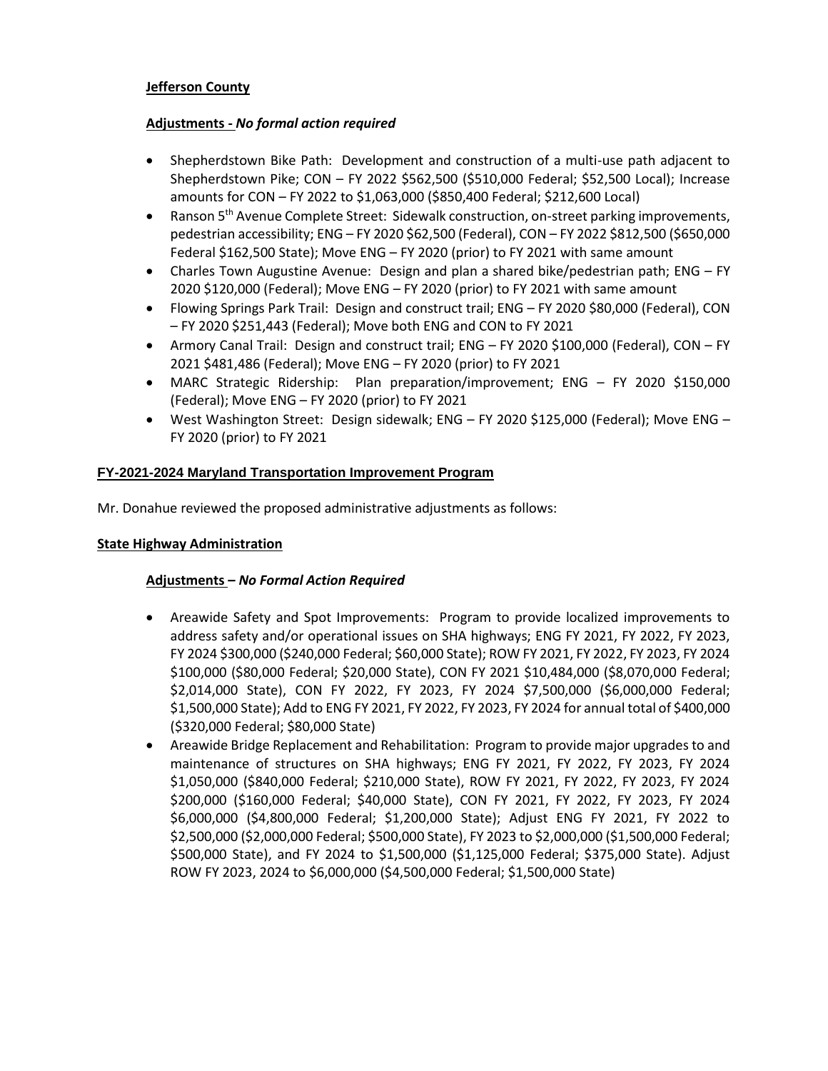**Jefferson County**

**Adjustments -** ***No formal action required***

- Shepherdstown Bike Path: Development and construction of a multi-use path adjacent to Shepherdstown Pike; CON – FY 2022 $562,500 ($510,000 Federal; $52,500 Local); Increase amounts for CON – FY 2022 to $1,063,000 ($850,400 Federal; $212,600 Local)
- Ranson 5th Avenue Complete Street: Sidewalk construction, on-street parking improvements, pedestrian accessibility; ENG – FY 2020 $62,500 (Federal), CON – FY 2022 $812,500 ($650,000 Federal $162,500 State); Move ENG – FY 2020 (prior) to FY 2021 with same amount
- Charles Town Augustine Avenue: Design and plan a shared bike/pedestrian path; ENG – FY 2020 $120,000 (Federal); Move ENG – FY 2020 (prior) to FY 2021 with same amount
- Flowing Springs Park Trail: Design and construct trail; ENG – FY 2020 $80,000 (Federal), CON – FY 2020 $251,443 (Federal); Move both ENG and CON to FY 2021
- Armory Canal Trail: Design and construct trail; ENG – FY 2020 $100,000 (Federal), CON – FY 2021 $481,486 (Federal); Move ENG – FY 2020 (prior) to FY 2021
- MARC Strategic Ridership: Plan preparation/improvement; ENG – FY 2020 $150,000 (Federal); Move ENG – FY 2020 (prior) to FY 2021
- West Washington Street: Design sidewalk; ENG – FY 2020 $125,000 (Federal); Move ENG – FY 2020 (prior) to FY 2021

**FY-2021-2024 Maryland Transportation Improvement Program**

Mr. Donahue reviewed the proposed administrative adjustments as follows:

**State Highway Administration**

**Adjustments –** ***No Formal Action Required***

- Areawide Safety and Spot Improvements: Program to provide localized improvements to address safety and/or operational issues on SHA highways; ENG FY 2021, FY 2022, FY 2023, FY 2024 $300,000 ($240,000 Federal; $60,000 State); ROW FY 2021, FY 2022, FY 2023, FY 2024 $100,000 ($80,000 Federal; $20,000 State), CON FY 2021 $10,484,000 ($8,070,000 Federal; $2,014,000 State), CON FY 2022, FY 2023, FY 2024 $7,500,000 ($6,000,000 Federal; $1,500,000 State); Add to ENG FY 2021, FY 2022, FY 2023, FY 2024 for annual total of $400,000 ($320,000 Federal; $80,000 State)
- Areawide Bridge Replacement and Rehabilitation: Program to provide major upgrades to and maintenance of structures on SHA highways; ENG FY 2021, FY 2022, FY 2023, FY 2024 $1,050,000 ($840,000 Federal; $210,000 State), ROW FY 2021, FY 2022, FY 2023, FY 2024 $200,000 ($160,000 Federal; $40,000 State), CON FY 2021, FY 2022, FY 2023, FY 2024 $6,000,000 ($4,800,000 Federal; $1,200,000 State); Adjust ENG FY 2021, FY 2022 to $2,500,000 ($2,000,000 Federal; $500,000 State), FY 2023 to $2,000,000 ($1,500,000 Federal; $500,000 State), and FY 2024 to $1,500,000 ($1,125,000 Federal; $375,000 State). Adjust ROW FY 2023, 2024 to $6,000,000 ($4,500,000 Federal; $1,500,000 State)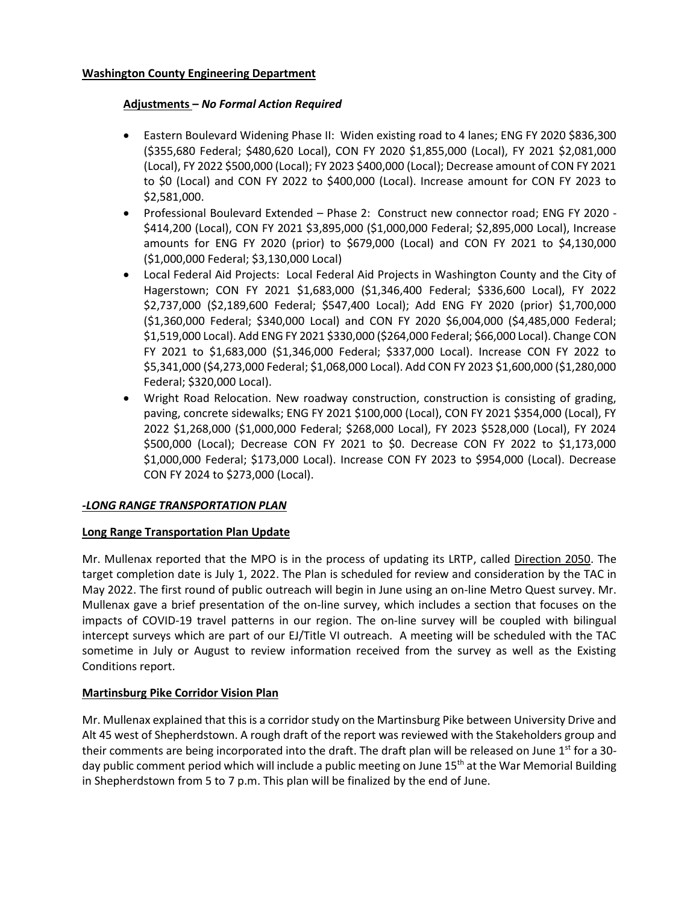**Washington County Engineering Department**

**Adjustments –** ***No Formal Action Required***

- Eastern Boulevard Widening Phase II: Widen existing road to 4 lanes; ENG FY 2020 $836,300 ($355,680 Federal; $480,620 Local), CON FY 2020 $1,855,000 (Local), FY 2021 $2,081,000 (Local), FY 2022 $500,000 (Local); FY 2023 $400,000 (Local); Decrease amount of CON FY 2021 to $0 (Local) and CON FY 2022 to $400,000 (Local). Increase amount for CON FY 2023 to $2,581,000.
- Professional Boulevard Extended – Phase 2: Construct new connector road; ENG FY 2020 - $414,200 (Local), CON FY 2021 $3,895,000 ($1,000,000 Federal; $2,895,000 Local), Increase amounts for ENG FY 2020 (prior) to $679,000 (Local) and CON FY 2021 to $4,130,000 ($1,000,000 Federal; $3,130,000 Local)
- Local Federal Aid Projects: Local Federal Aid Projects in Washington County and the City of Hagerstown; CON FY 2021 $1,683,000 ($1,346,400 Federal; $336,600 Local), FY 2022 $2,737,000 ($2,189,600 Federal; $547,400 Local); Add ENG FY 2020 (prior) $1,700,000 ($1,360,000 Federal; $340,000 Local) and CON FY 2020 $6,004,000 ($4,485,000 Federal; $1,519,000 Local). Add ENG FY 2021 $330,000 ($264,000 Federal; $66,000 Local). Change CON FY 2021 to $1,683,000 ($1,346,000 Federal; $337,000 Local). Increase CON FY 2022 to $5,341,000 ($4,273,000 Federal; $1,068,000 Local). Add CON FY 2023 $1,600,000 ($1,280,000 Federal; $320,000 Local).
- Wright Road Relocation. New roadway construction, construction is consisting of grading, paving, concrete sidewalks; ENG FY 2021 $100,000 (Local), CON FY 2021 $354,000 (Local), FY 2022 $1,268,000 ($1,000,000 Federal; $268,000 Local), FY 2023 $528,000 (Local), FY 2024 $500,000 (Local); Decrease CON FY 2021 to $0. Decrease CON FY 2022 to $1,173,000 $1,000,000 Federal; $173,000 Local). Increase CON FY 2023 to $954,000 (Local). Decrease CON FY 2024 to $273,000 (Local).

***-LONG RANGE TRANSPORTATION PLAN***

**Long Range Transportation Plan Update**

Mr. Mullenax reported that the MPO is in the process of updating its LRTP, called Direction 2050. The target completion date is July 1, 2022. The Plan is scheduled for review and consideration by the TAC in May 2022. The first round of public outreach will begin in June using an on-line Metro Quest survey. Mr. Mullenax gave a brief presentation of the on-line survey, which includes a section that focuses on the impacts of COVID-19 travel patterns in our region. The on-line survey will be coupled with bilingual intercept surveys which are part of our EJ/Title VI outreach. A meeting will be scheduled with the TAC sometime in July or August to review information received from the survey as well as the Existing Conditions report.

**Martinsburg Pike Corridor Vision Plan**

Mr. Mullenax explained that this is a corridor study on the Martinsburg Pike between University Drive and Alt 45 west of Shepherdstown. A rough draft of the report was reviewed with the Stakeholders group and their comments are being incorporated into the draft. The draft plan will be released on June 1st for a 30-day public comment period which will include a public meeting on June 15th at the War Memorial Building in Shepherdstown from 5 to 7 p.m. This plan will be finalized by the end of June.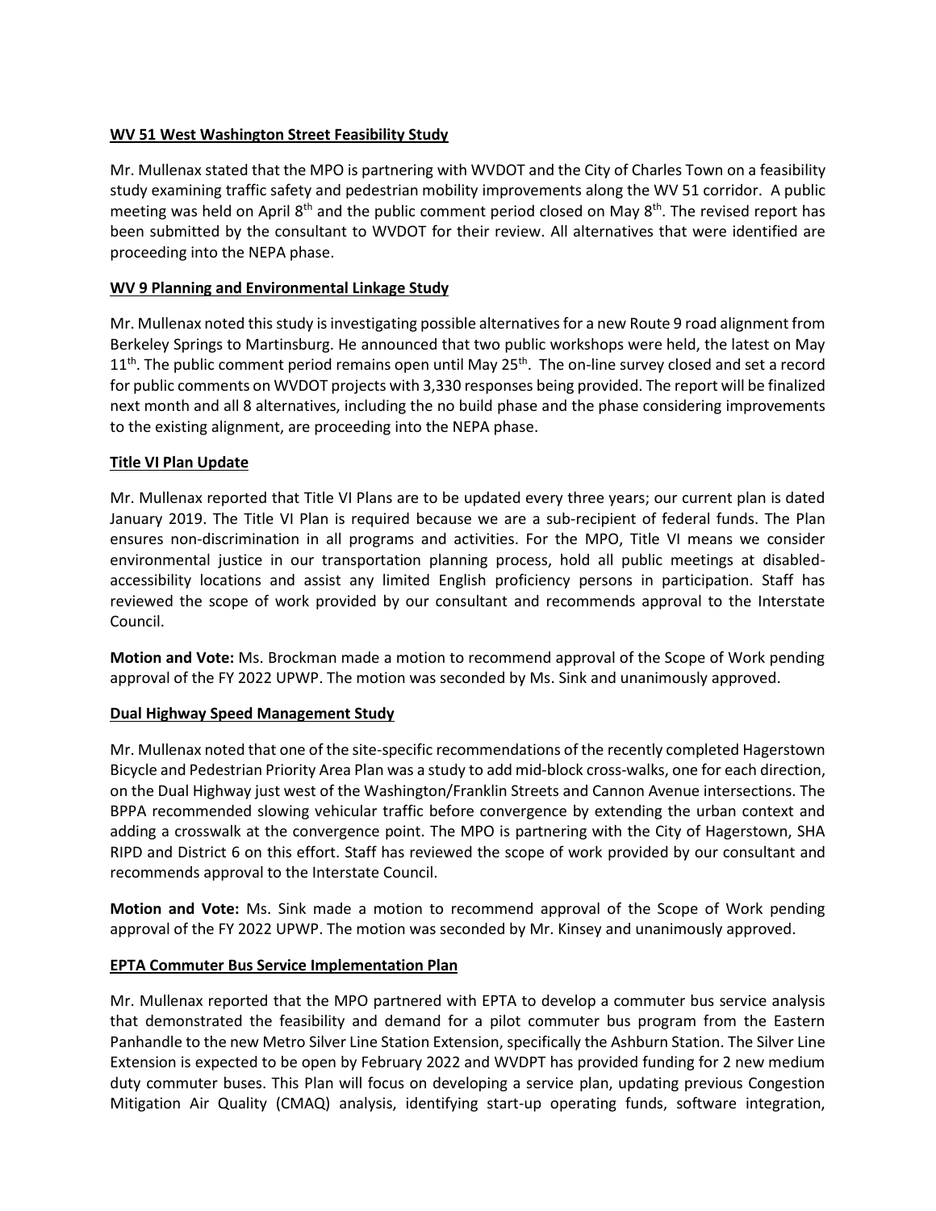**WV 51 West Washington Street Feasibility Study**

Mr. Mullenax stated that the MPO is partnering with WVDOT and the City of Charles Town on a feasibility study examining traffic safety and pedestrian mobility improvements along the WV 51 corridor. A public meeting was held on April 8th and the public comment period closed on May 8th. The revised report has been submitted by the consultant to WVDOT for their review. All alternatives that were identified are proceeding into the NEPA phase.

**WV 9 Planning and Environmental Linkage Study**

Mr. Mullenax noted this study is investigating possible alternatives for a new Route 9 road alignment from Berkeley Springs to Martinsburg. He announced that two public workshops were held, the latest on May 11th. The public comment period remains open until May 25th. The on-line survey closed and set a record for public comments on WVDOT projects with 3,330 responses being provided. The report will be finalized next month and all 8 alternatives, including the no build phase and the phase considering improvements to the existing alignment, are proceeding into the NEPA phase.

**Title VI Plan Update**

Mr. Mullenax reported that Title VI Plans are to be updated every three years; our current plan is dated January 2019. The Title VI Plan is required because we are a sub-recipient of federal funds. The Plan ensures non-discrimination in all programs and activities. For the MPO, Title VI means we consider environmental justice in our transportation planning process, hold all public meetings at disabled-accessibility locations and assist any limited English proficiency persons in participation. Staff has reviewed the scope of work provided by our consultant and recommends approval to the Interstate Council.

**Motion and Vote:** Ms. Brockman made a motion to recommend approval of the Scope of Work pending approval of the FY 2022 UPWP. The motion was seconded by Ms. Sink and unanimously approved.

**Dual Highway Speed Management Study**

Mr. Mullenax noted that one of the site-specific recommendations of the recently completed Hagerstown Bicycle and Pedestrian Priority Area Plan was a study to add mid-block cross-walks, one for each direction, on the Dual Highway just west of the Washington/Franklin Streets and Cannon Avenue intersections. The BPPA recommended slowing vehicular traffic before convergence by extending the urban context and adding a crosswalk at the convergence point. The MPO is partnering with the City of Hagerstown, SHA RIPD and District 6 on this effort. Staff has reviewed the scope of work provided by our consultant and recommends approval to the Interstate Council.

**Motion and Vote:** Ms. Sink made a motion to recommend approval of the Scope of Work pending approval of the FY 2022 UPWP. The motion was seconded by Mr. Kinsey and unanimously approved.

**EPTA Commuter Bus Service Implementation Plan**

Mr. Mullenax reported that the MPO partnered with EPTA to develop a commuter bus service analysis that demonstrated the feasibility and demand for a pilot commuter bus program from the Eastern Panhandle to the new Metro Silver Line Station Extension, specifically the Ashburn Station. The Silver Line Extension is expected to be open by February 2022 and WVDPT has provided funding for 2 new medium duty commuter buses. This Plan will focus on developing a service plan, updating previous Congestion Mitigation Air Quality (CMAQ) analysis, identifying start-up operating funds, software integration,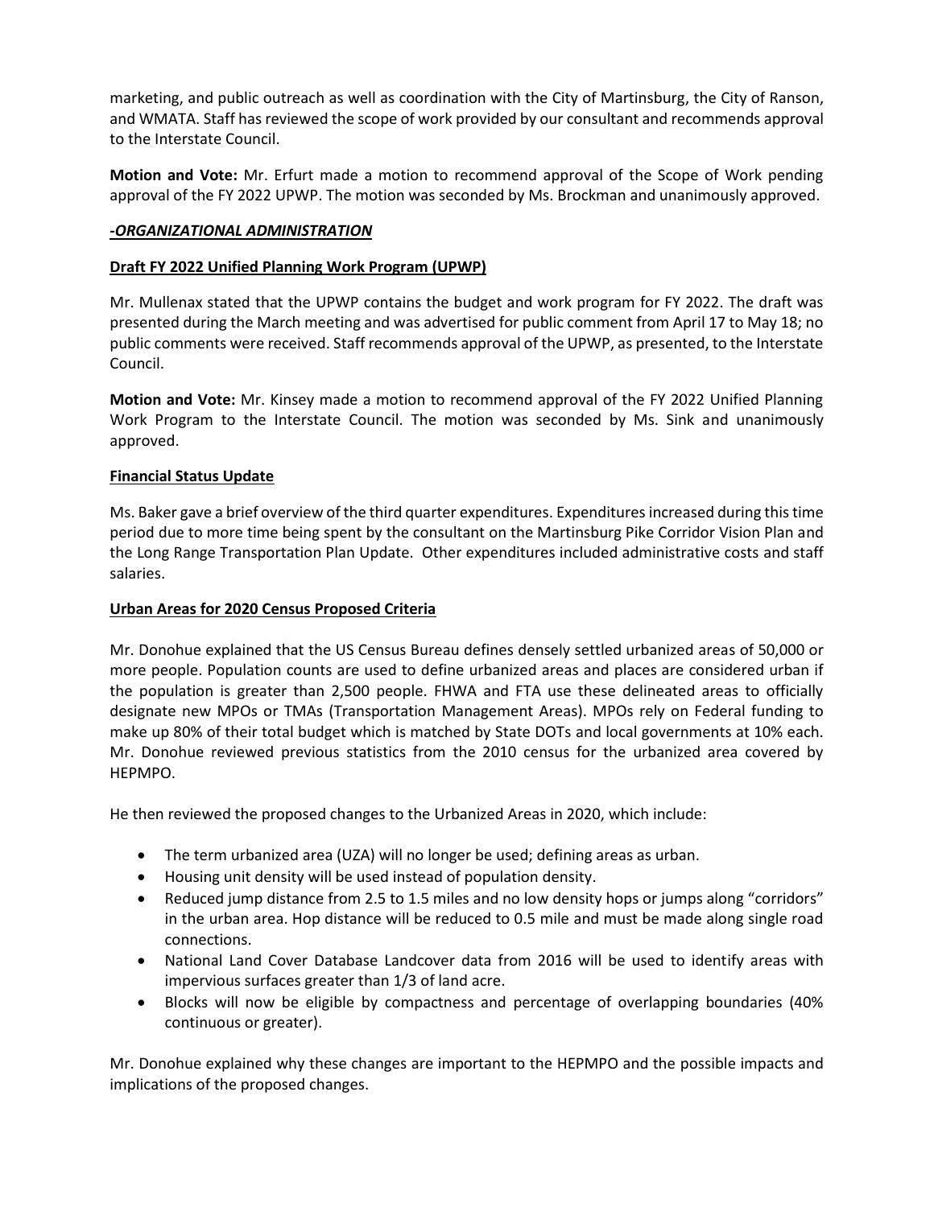marketing, and public outreach as well as coordination with the City of Martinsburg, the City of Ranson, and WMATA. Staff has reviewed the scope of work provided by our consultant and recommends approval to the Interstate Council.

**Motion and Vote:** Mr. Erfurt made a motion to recommend approval of the Scope of Work pending approval of the FY 2022 UPWP. The motion was seconded by Ms. Brockman and unanimously approved.

***-ORGANIZATIONAL ADMINISTRATION***

**Draft FY 2022 Unified Planning Work Program (UPWP)**

Mr. Mullenax stated that the UPWP contains the budget and work program for FY 2022. The draft was presented during the March meeting and was advertised for public comment from April 17 to May 18; no public comments were received. Staff recommends approval of the UPWP, as presented, to the Interstate Council.

**Motion and Vote:** Mr. Kinsey made a motion to recommend approval of the FY 2022 Unified Planning Work Program to the Interstate Council. The motion was seconded by Ms. Sink and unanimously approved.

**Financial Status Update**

Ms. Baker gave a brief overview of the third quarter expenditures. Expenditures increased during this time period due to more time being spent by the consultant on the Martinsburg Pike Corridor Vision Plan and the Long Range Transportation Plan Update. Other expenditures included administrative costs and staff salaries.

**Urban Areas for 2020 Census Proposed Criteria**

Mr. Donohue explained that the US Census Bureau defines densely settled urbanized areas of 50,000 or more people. Population counts are used to define urbanized areas and places are considered urban if the population is greater than 2,500 people. FHWA and FTA use these delineated areas to officially designate new MPOs or TMAs (Transportation Management Areas). MPOs rely on Federal funding to make up 80% of their total budget which is matched by State DOTs and local governments at 10% each. Mr. Donohue reviewed previous statistics from the 2010 census for the urbanized area covered by HEPMPO.

He then reviewed the proposed changes to the Urbanized Areas in 2020, which include:

- The term urbanized area (UZA) will no longer be used; defining areas as urban.
- Housing unit density will be used instead of population density.
- Reduced jump distance from 2.5 to 1.5 miles and no low density hops or jumps along "corridors" in the urban area. Hop distance will be reduced to 0.5 mile and must be made along single road connections.
- National Land Cover Database Landcover data from 2016 will be used to identify areas with impervious surfaces greater than 1/3 of land acre.
- Blocks will now be eligible by compactness and percentage of overlapping boundaries (40% continuous or greater).

Mr. Donohue explained why these changes are important to the HEPMPO and the possible impacts and implications of the proposed changes.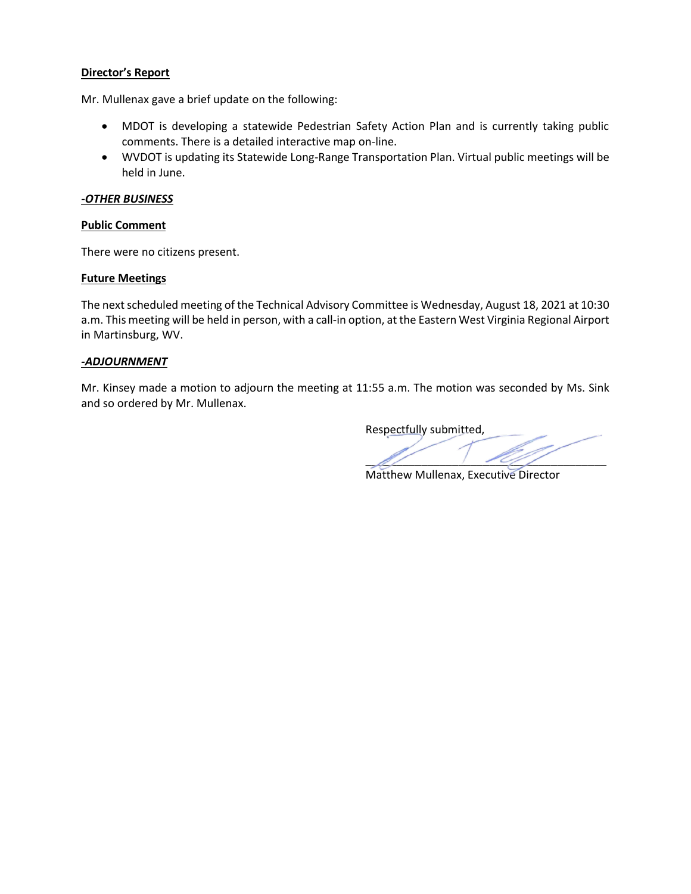**Director's Report**

Mr. Mullenax gave a brief update on the following:

- MDOT is developing a statewide Pedestrian Safety Action Plan and is currently taking public comments. There is a detailed interactive map on-line.
- WVDOT is updating its Statewide Long-Range Transportation Plan. Virtual public meetings will be held in June.

***-OTHER BUSINESS***

**Public Comment**

There were no citizens present.

**Future Meetings**

The next scheduled meeting of the Technical Advisory Committee is Wednesday, August 18, 2021 at 10:30 a.m. This meeting will be held in person, with a call-in option, at the Eastern West Virginia Regional Airport in Martinsburg, WV.

***-ADJOURNMENT***

Mr. Kinsey made a motion to adjourn the meeting at 11:55 a.m. The motion was seconded by Ms. Sink and so ordered by Mr. Mullenax.

Respectfully submitted,

_______________________________________

Matthew Mullenax, Executive Director